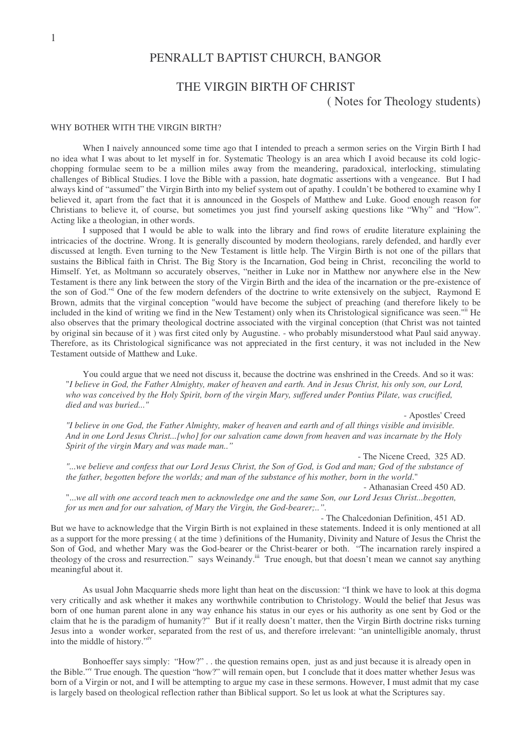# PENRALLT BAPTIST CHURCH, BANGOR

## THE VIRGIN BIRTH OF CHRIST

( Notes for Theology students)

### WHY BOTHER WITH THE VIRGIN BIRTH?

When I naively announced some time ago that I intended to preach a sermon series on the Virgin Birth I had no idea what I was about to let myself in for. Systematic Theology is an area which I avoid because its cold logic-chopping formulae seem to be a million miles away from the meandering, paradoxical, interlocking, stimulating challenges of Biblical Studies. I love the Bible with a passion, hate dogmatic assertions with a vengeance. But I had always kind of "assumed" the Virgin Birth into my belief system out of apathy. I couldn't be bothered to examine why I believed it, apart from the fact that it is announced in the Gospels of Matthew and Luke. Good enough reason for Christians to believe it, of course, but sometimes you just find yourself asking questions like "Why" and "How". Acting like a theologian, in other words.

I supposed that I would be able to walk into the library and find rows of erudite literature explaining the intricacies of the doctrine. Wrong. It is generally discounted by modern theologians, rarely defended, and hardly ever discussed at length. Even turning to the New Testament is little help. The Virgin Birth is not one of the pillars that sustains the Biblical faith in Christ. The Big Story is the Incarnation, God being in Christ, reconciling the world to Himself. Yet, as Moltmann so accurately observes, "neither in Luke nor in Matthew nor anywhere else in the New Testament is there any link between the story of the Virgin Birth and the idea of the incarnation or the pre-existence of the son of God."[i] One of the few modern defenders of the doctrine to write extensively on the subject, Raymond E Brown, admits that the virginal conception "would have become the subject of preaching (and therefore likely to be included in the kind of writing we find in the New Testament) only when its Christological significance was seen."[ii] He also observes that the primary theological doctrine associated with the virginal conception (that Christ was not tainted by original sin because of it ) was first cited only by Augustine. - who probably misunderstood what Paul said anyway. Therefore, as its Christological significance was not appreciated in the first century, it was not included in the New Testament outside of Matthew and Luke.

You could argue that we need not discuss it, because the doctrine was enshrined in the Creeds. And so it was:

"*I believe in God, the Father Almighty, maker of heaven and earth. And in Jesus Christ, his only son, our Lord, who was conceived by the Holy Spirit, born of the virgin Mary, suffered under Pontius Pilate, was crucified, died and was buried...*"

- Apostles' Creed

*"I believe in one God, the Father Almighty, maker of heaven and earth and of all things visible and invisible. And in one Lord Jesus Christ...[who] for our salvation came down from heaven and was incarnate by the Holy Spirit of the virgin Mary and was made man.."*

- The Nicene Creed, 325 AD.

*"...we believe and confess that our Lord Jesus Christ, the Son of God, is God and man; God of the substance of the father, begotten before the worlds; and man of the substance of his mother, born in the world*."

- Athanasian Creed 450 AD.

"*...we all with one accord teach men to acknowledge one and the same Son, our Lord Jesus Christ...begotten, for us men and for our salvation, of Mary the Virgin, the God-bearer;..".*

- The Chalcedonian Definition, 451 AD.

But we have to acknowledge that the Virgin Birth is not explained in these statements. Indeed it is only mentioned at all as a support for the more pressing ( at the time ) definitions of the Humanity, Divinity and Nature of Jesus the Christ the Son of God, and whether Mary was the God-bearer or the Christ-bearer or both. "The incarnation rarely inspired a theology of the cross and resurrection." says Weinandy.[iii] True enough, but that doesn't mean we cannot say anything meaningful about it.

As usual John Macquarrie sheds more light than heat on the discussion: "I think we have to look at this dogma very critically and ask whether it makes any worthwhile contribution to Christology. Would the belief that Jesus was born of one human parent alone in any way enhance his status in our eyes or his authority as one sent by God or the claim that he is the paradigm of humanity?" But if it really doesn't matter, then the Virgin Birth doctrine risks turning Jesus into a wonder worker, separated from the rest of us, and therefore irrelevant: "an unintelligible anomaly, thrust into the middle of history."[iv]

Bonhoeffer says simply: "How?" . . the question remains open, just as and just because it is already open in the Bible."[v] True enough. The question "how?" will remain open, but I conclude that it does matter whether Jesus was born of a Virgin or not, and I will be attempting to argue my case in these sermons. However, I must admit that my case is largely based on theological reflection rather than Biblical support. So let us look at what the Scriptures say.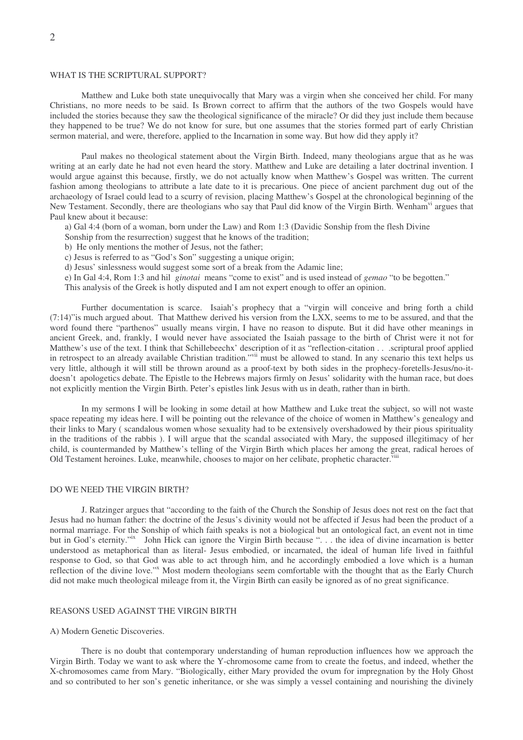## WHAT IS THE SCRIPTURAL SUPPORT?

Matthew and Luke both state unequivocally that Mary was a virgin when she conceived her child. For many Christians, no more needs to be said. Is Brown correct to affirm that the authors of the two Gospels would have included the stories because they saw the theological significance of the miracle? Or did they just include them because they happened to be true? We do not know for sure, but one assumes that the stories formed part of early Christian sermon material, and were, therefore, applied to the Incarnation in some way. But how did they apply it?

Paul makes no theological statement about the Virgin Birth. Indeed, many theologians argue that as he was writing at an early date he had not even heard the story. Matthew and Luke are detailing a later doctrinal invention. I would argue against this because, firstly, we do not actually know when Matthew's Gospel was written. The current fashion among theologians to attribute a late date to it is precarious. One piece of ancient parchment dug out of the archaeology of Israel could lead to a scurry of revision, placing Matthew's Gospel at the chronological beginning of the New Testament. Secondly, there are theologians who say that Paul did know of the Virgin Birth. Wenham[vi] argues that Paul knew about it because:

a) Gal 4:4 (born of a woman, born under the Law) and Rom 1:3 (Davidic Sonship from the flesh Divine Sonship from the resurrection) suggest that he knows of the tradition;
b) He only mentions the mother of Jesus, not the father;
c) Jesus is referred to as "God's Son" suggesting a unique origin;
d) Jesus' sinlessness would suggest some sort of a break from the Adamic line;
e) In Gal 4:4, Rom 1:3 and hil *ginotai* means "come to exist" and is used instead of *gemao* "to be begotten."

This analysis of the Greek is hotly disputed and I am not expert enough to offer an opinion.

Further documentation is scarce. Isaiah's prophecy that a "virgin will conceive and bring forth a child (7:14)"is much argued about. That Matthew derived his version from the LXX, seems to me to be assured, and that the word found there "parthenos" usually means virgin, I have no reason to dispute. But it did have other meanings in ancient Greek, and, frankly, I would never have associated the Isaiah passage to the birth of Christ were it not for Matthew's use of the text. I think that Schillebeechx' description of it as "reflection-citation . . .scriptural proof applied in retrospect to an already available Christian tradition."[vii] must be allowed to stand. In any scenario this text helps us very little, although it will still be thrown around as a proof-text by both sides in the prophecy-foretells-Jesus/no-it-doesn't apologetics debate. The Epistle to the Hebrews majors firmly on Jesus' solidarity with the human race, but does not explicitly mention the Virgin Birth. Peter's epistles link Jesus with us in death, rather than in birth.

In my sermons I will be looking in some detail at how Matthew and Luke treat the subject, so will not waste space repeating my ideas here. I will be pointing out the relevance of the choice of women in Matthew's genealogy and their links to Mary ( scandalous women whose sexuality had to be extensively overshadowed by their pious spirituality in the traditions of the rabbis ). I will argue that the scandal associated with Mary, the supposed illegitimacy of her child, is countermanded by Matthew's telling of the Virgin Birth which places her among the great, radical heroes of Old Testament heroines. Luke, meanwhile, chooses to major on her celibate, prophetic character.[viii]

## DO WE NEED THE VIRGIN BIRTH?

J. Ratzinger argues that "according to the faith of the Church the Sonship of Jesus does not rest on the fact that Jesus had no human father: the doctrine of the Jesus's divinity would not be affected if Jesus had been the product of a normal marriage. For the Sonship of which faith speaks is not a biological but an ontological fact, an event not in time but in God's eternity."[ix] John Hick can ignore the Virgin Birth because ". . . the idea of divine incarnation is better understood as metaphorical than as literal- Jesus embodied, or incarnated, the ideal of human life lived in faithful response to God, so that God was able to act through him, and he accordingly embodied a love which is a human reflection of the divine love."[x] Most modern theologians seem comfortable with the thought that as the Early Church did not make much theological mileage from it, the Virgin Birth can easily be ignored as of no great significance.

## REASONS USED AGAINST THE VIRGIN BIRTH

### A) Modern Genetic Discoveries.

There is no doubt that contemporary understanding of human reproduction influences how we approach the Virgin Birth. Today we want to ask where the Y-chromosome came from to create the foetus, and indeed, whether the X-chromosomes came from Mary. "Biologically, either Mary provided the ovum for impregnation by the Holy Ghost and so contributed to her son's genetic inheritance, or she was simply a vessel containing and nourishing the divinely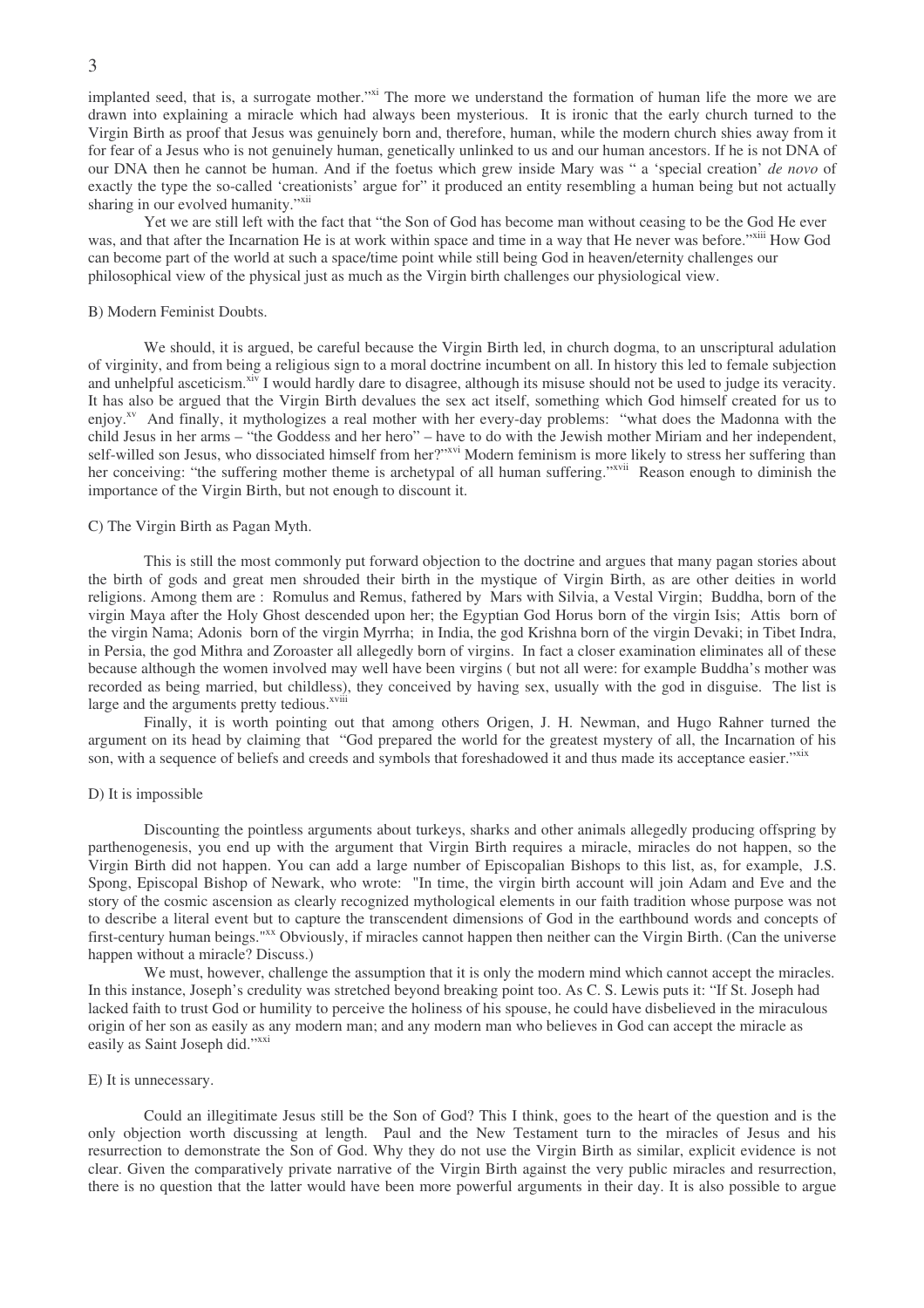implanted seed, that is, a surrogate mother."[xi] The more we understand the formation of human life the more we are drawn into explaining a miracle which had always been mysterious. It is ironic that the early church turned to the Virgin Birth as proof that Jesus was genuinely born and, therefore, human, while the modern church shies away from it for fear of a Jesus who is not genuinely human, genetically unlinked to us and our human ancestors. If he is not DNA of our DNA then he cannot be human. And if the foetus which grew inside Mary was " a 'special creation' *de novo* of exactly the type the so-called 'creationists' argue for" it produced an entity resembling a human being but not actually sharing in our evolved humanity."[xii]

Yet we are still left with the fact that "the Son of God has become man without ceasing to be the God He ever was, and that after the Incarnation He is at work within space and time in a way that He never was before."[xiii] How God can become part of the world at such a space/time point while still being God in heaven/eternity challenges our philosophical view of the physical just as much as the Virgin birth challenges our physiological view.

B) Modern Feminist Doubts.

We should, it is argued, be careful because the Virgin Birth led, in church dogma, to an unscriptural adulation of virginity, and from being a religious sign to a moral doctrine incumbent on all. In history this led to female subjection and unhelpful asceticism.[xiv] I would hardly dare to disagree, although its misuse should not be used to judge its veracity. It has also been argued that the Virgin Birth devalues the sex act itself, something which God himself created for us to enjoy.[xv] And finally, it mythologizes a real mother with her every-day problems: "what does the Madonna with the child Jesus in her arms – "the Goddess and her hero" – have to do with the Jewish mother Miriam and her independent, self-willed son Jesus, who dissociated himself from her?"[xvi] Modern feminism is more likely to stress her suffering than her conceiving: "the suffering mother theme is archetypal of all human suffering."[xvii] Reason enough to diminish the importance of the Virgin Birth, but not enough to discount it.

C) The Virgin Birth as Pagan Myth.

This is still the most commonly put forward objection to the doctrine and argues that many pagan stories about the birth of gods and great men shrouded their birth in the mystique of Virgin Birth, as are other deities in world religions. Among them are : Romulus and Remus, fathered by Mars with Silvia, a Vestal Virgin; Buddha, born of the virgin Maya after the Holy Ghost descended upon her; the Egyptian God Horus born of the virgin Isis; Attis born of the virgin Nama; Adonis born of the virgin Myrrha; in India, the god Krishna born of the virgin Devaki; in Tibet Indra, in Persia, the god Mithra and Zoroaster all allegedly born of virgins. In fact a closer examination eliminates all of these because although the women involved may well have been virgins ( but not all were: for example Buddha's mother was recorded as being married, but childless), they conceived by having sex, usually with the god in disguise. The list is large and the arguments pretty tedious.[xviii]

Finally, it is worth pointing out that among others Origen, J. H. Newman, and Hugo Rahner turned the argument on its head by claiming that "God prepared the world for the greatest mystery of all, the Incarnation of his son, with a sequence of beliefs and creeds and symbols that foreshadowed it and thus made its acceptance easier."[xix]

D) It is impossible

Discounting the pointless arguments about turkeys, sharks and other animals allegedly producing offspring by parthenogenesis, you end up with the argument that Virgin Birth requires a miracle, miracles do not happen, so the Virgin Birth did not happen. You can add a large number of Episcopalian Bishops to this list, as, for example, J.S. Spong, Episcopal Bishop of Newark, who wrote: "In time, the virgin birth account will join Adam and Eve and the story of the cosmic ascension as clearly recognized mythological elements in our faith tradition whose purpose was not to describe a literal event but to capture the transcendent dimensions of God in the earthbound words and concepts of first-century human beings."[xx] Obviously, if miracles cannot happen then neither can the Virgin Birth. (Can the universe happen without a miracle? Discuss.)

We must, however, challenge the assumption that it is only the modern mind which cannot accept the miracles. In this instance, Joseph's credulity was stretched beyond breaking point too. As C. S. Lewis puts it: "If St. Joseph had lacked faith to trust God or humility to perceive the holiness of his spouse, he could have disbelieved in the miraculous origin of her son as easily as any modern man; and any modern man who believes in God can accept the miracle as easily as Saint Joseph did."[xxi]

E) It is unnecessary.

Could an illegitimate Jesus still be the Son of God? This I think, goes to the heart of the question and is the only objection worth discussing at length. Paul and the New Testament turn to the miracles of Jesus and his resurrection to demonstrate the Son of God. Why they do not use the Virgin Birth as similar, explicit evidence is not clear. Given the comparatively private narrative of the Virgin Birth against the very public miracles and resurrection, there is no question that the latter would have been more powerful arguments in their day. It is also possible to argue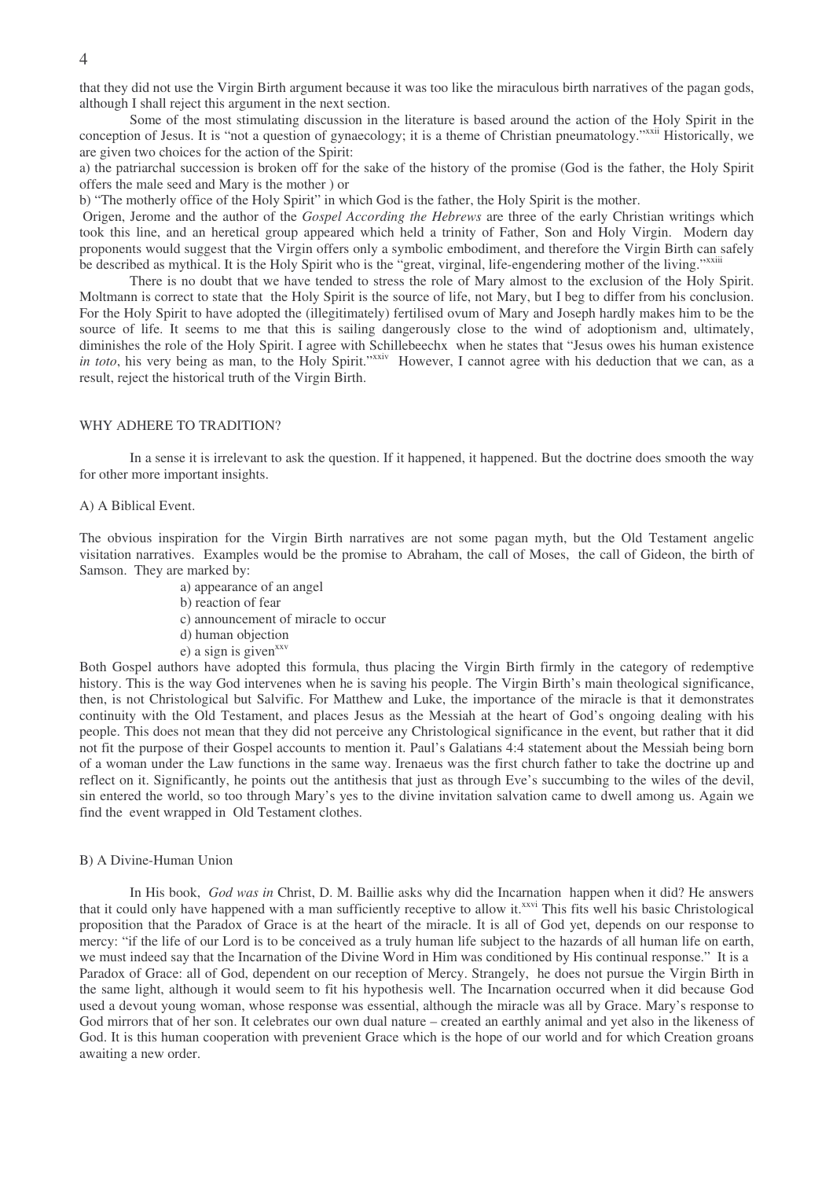that they did not use the Virgin Birth argument because it was too like the miraculous birth narratives of the pagan gods, although I shall reject this argument in the next section.

Some of the most stimulating discussion in the literature is based around the action of the Holy Spirit in the conception of Jesus. It is "not a question of gynaecology; it is a theme of Christian pneumatology."[xxii] Historically, we are given two choices for the action of the Spirit:

a) the patriarchal succession is broken off for the sake of the history of the promise (God is the father, the Holy Spirit offers the male seed and Mary is the mother ) or

b) "The motherly office of the Holy Spirit" in which God is the father, the Holy Spirit is the mother.

Origen, Jerome and the author of the *Gospel According the Hebrews* are three of the early Christian writings which took this line, and an heretical group appeared which held a trinity of Father, Son and Holy Virgin. Modern day proponents would suggest that the Virgin offers only a symbolic embodiment, and therefore the Virgin Birth can safely be described as mythical. It is the Holy Spirit who is the "great, virginal, life-engendering mother of the living."[xxiii]

There is no doubt that we have tended to stress the role of Mary almost to the exclusion of the Holy Spirit. Moltmann is correct to state that the Holy Spirit is the source of life, not Mary, but I beg to differ from his conclusion. For the Holy Spirit to have adopted the (illegitimately) fertilised ovum of Mary and Joseph hardly makes him to be the source of life. It seems to me that this is sailing dangerously close to the wind of adoptionism and, ultimately, diminishes the role of the Holy Spirit. I agree with Schillebeechx when he states that "Jesus owes his human existence *in toto*, his very being as man, to the Holy Spirit."[xxiv] However, I cannot agree with his deduction that we can, as a result, reject the historical truth of the Virgin Birth.

## WHY ADHERE TO TRADITION?

In a sense it is irrelevant to ask the question. If it happened, it happened. But the doctrine does smooth the way for other more important insights.

### A) A Biblical Event.

The obvious inspiration for the Virgin Birth narratives are not some pagan myth, but the Old Testament angelic visitation narratives. Examples would be the promise to Abraham, the call of Moses, the call of Gideon, the birth of Samson. They are marked by:

a) appearance of an angel
b) reaction of fear
c) announcement of miracle to occur
d) human objection
e) a sign is given[xxv]

Both Gospel authors have adopted this formula, thus placing the Virgin Birth firmly in the category of redemptive history. This is the way God intervenes when he is saving his people. The Virgin Birth's main theological significance, then, is not Christological but Salvific. For Matthew and Luke, the importance of the miracle is that it demonstrates continuity with the Old Testament, and places Jesus as the Messiah at the heart of God's ongoing dealing with his people. This does not mean that they did not perceive any Christological significance in the event, but rather that it did not fit the purpose of their Gospel accounts to mention it. Paul's Galatians 4:4 statement about the Messiah being born of a woman under the Law functions in the same way. Irenaeus was the first church father to take the doctrine up and reflect on it. Significantly, he points out the antithesis that just as through Eve's succumbing to the wiles of the devil, sin entered the world, so too through Mary's yes to the divine invitation salvation came to dwell among us. Again we find the event wrapped in Old Testament clothes.

### B) A Divine-Human Union

In His book, *God was in* Christ, D. M. Baillie asks why did the Incarnation happen when it did? He answers that it could only have happened with a man sufficiently receptive to allow it.[xxvi] This fits well his basic Christological proposition that the Paradox of Grace is at the heart of the miracle. It is all of God yet, depends on our response to mercy: "if the life of our Lord is to be conceived as a truly human life subject to the hazards of all human life on earth, we must indeed say that the Incarnation of the Divine Word in Him was conditioned by His continual response." It is a Paradox of Grace: all of God, dependent on our reception of Mercy. Strangely, he does not pursue the Virgin Birth in the same light, although it would seem to fit his hypothesis well. The Incarnation occurred when it did because God used a devout young woman, whose response was essential, although the miracle was all by Grace. Mary's response to God mirrors that of her son. It celebrates our own dual nature – created an earthly animal and yet also in the likeness of God. It is this human cooperation with prevenient Grace which is the hope of our world and for which Creation groans awaiting a new order.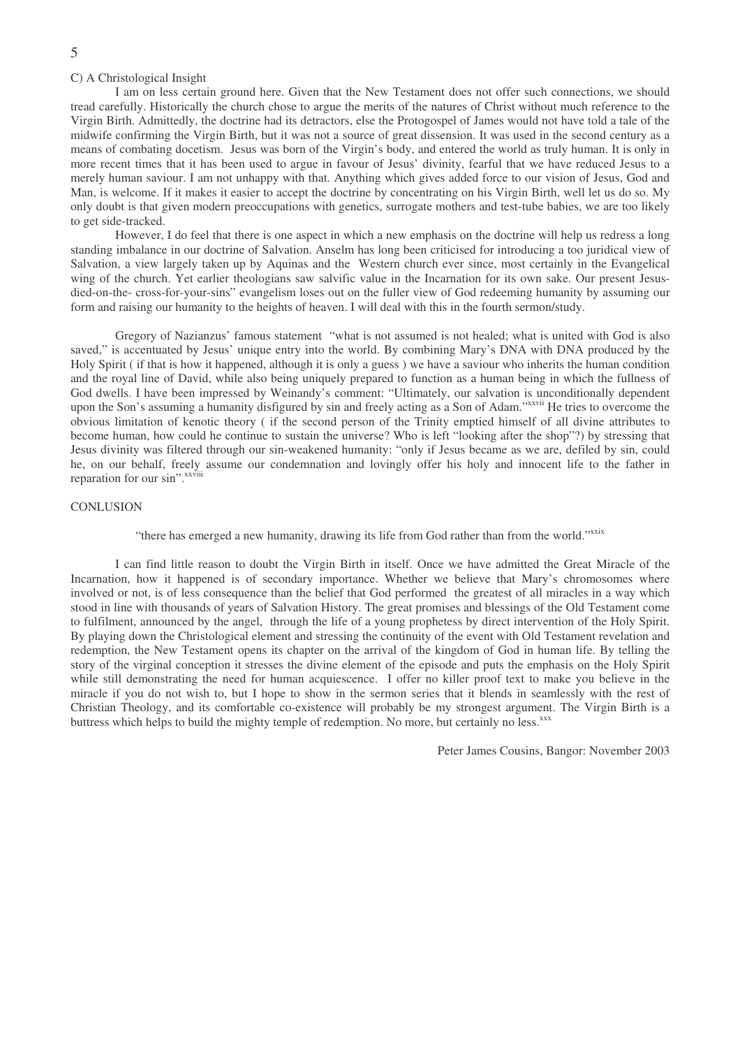C) A Christological Insight

I am on less certain ground here. Given that the New Testament does not offer such connections, we should tread carefully. Historically the church chose to argue the merits of the natures of Christ without much reference to the Virgin Birth. Admittedly, the doctrine had its detractors, else the Protogospel of James would not have told a tale of the midwife confirming the Virgin Birth, but it was not a source of great dissension. It was used in the second century as a means of combating docetism. Jesus was born of the Virgin's body, and entered the world as truly human. It is only in more recent times that it has been used to argue in favour of Jesus' divinity, fearful that we have reduced Jesus to a merely human saviour. I am not unhappy with that. Anything which gives added force to our vision of Jesus, God and Man, is welcome. If it makes it easier to accept the doctrine by concentrating on his Virgin Birth, well let us do so. My only doubt is that given modern preoccupations with genetics, surrogate mothers and test-tube babies, we are too likely to get side-tracked.

However, I do feel that there is one aspect in which a new emphasis on the doctrine will help us redress a long standing imbalance in our doctrine of Salvation. Anselm has long been criticised for introducing a too juridical view of Salvation, a view largely taken up by Aquinas and the Western church ever since, most certainly in the Evangelical wing of the church. Yet earlier theologians saw salvific value in the Incarnation for its own sake. Our present Jesus-died-on-the- cross-for-your-sins" evangelism loses out on the fuller view of God redeeming humanity by assuming our form and raising our humanity to the heights of heaven. I will deal with this in the fourth sermon/study.

Gregory of Nazianzus' famous statement "what is not assumed is not healed; what is united with God is also saved," is accentuated by Jesus' unique entry into the world. By combining Mary's DNA with DNA produced by the Holy Spirit ( if that is how it happened, although it is only a guess ) we have a saviour who inherits the human condition and the royal line of David, while also being uniquely prepared to function as a human being in which the fullness of God dwells. I have been impressed by Weinandy's comment: "Ultimately, our salvation is unconditionally dependent upon the Son's assuming a humanity disfigured by sin and freely acting as a Son of Adam."[xxvii] He tries to overcome the obvious limitation of kenotic theory ( if the second person of the Trinity emptied himself of all divine attributes to become human, how could he continue to sustain the universe? Who is left "looking after the shop"?) by stressing that Jesus divinity was filtered through our sin-weakened humanity: "only if Jesus became as we are, defiled by sin, could he, on our behalf, freely assume our condemnation and lovingly offer his holy and innocent life to the father in reparation for our sin".[xxviii]

CONLUSION

"there has emerged a new humanity, drawing its life from God rather than from the world."[xxix]

I can find little reason to doubt the Virgin Birth in itself. Once we have admitted the Great Miracle of the Incarnation, how it happened is of secondary importance. Whether we believe that Mary's chromosomes where involved or not, is of less consequence than the belief that God performed the greatest of all miracles in a way which stood in line with thousands of years of Salvation History. The great promises and blessings of the Old Testament come to fulfilment, announced by the angel, through the life of a young prophetess by direct intervention of the Holy Spirit. By playing down the Christological element and stressing the continuity of the event with Old Testament revelation and redemption, the New Testament opens its chapter on the arrival of the kingdom of God in human life. By telling the story of the virginal conception it stresses the divine element of the episode and puts the emphasis on the Holy Spirit while still demonstrating the need for human acquiescence. I offer no killer proof text to make you believe in the miracle if you do not wish to, but I hope to show in the sermon series that it blends in seamlessly with the rest of Christian Theology, and its comfortable co-existence will probably be my strongest argument. The Virgin Birth is a buttress which helps to build the mighty temple of redemption. No more, but certainly no less.[xxx]

Peter James Cousins, Bangor: November 2003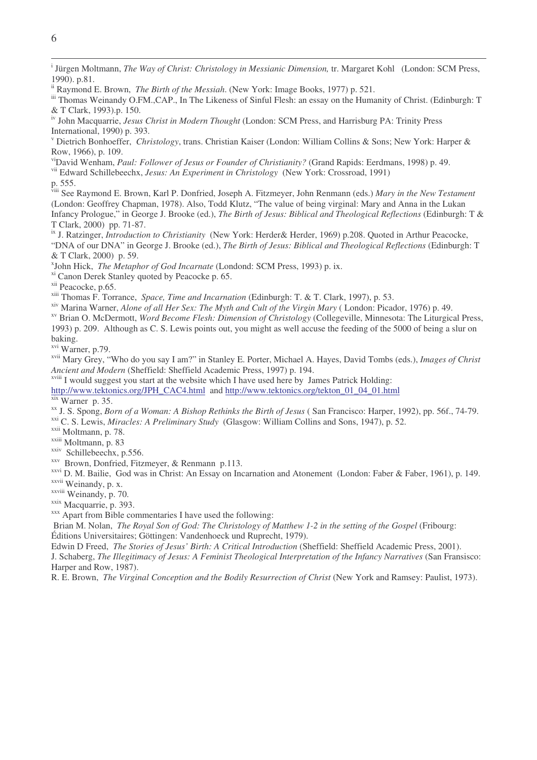[i] Jürgen Moltmann, *The Way of Christ: Christology in Messianic Dimension,* tr. Margaret Kohl (London: SCM Press, 1990). p.81.

[ii] Raymond E. Brown, *The Birth of the Messiah*. (New York: Image Books, 1977) p. 521.

[iii] Thomas Weinandy O.FM.,CAP., In The Likeness of Sinful Flesh: an essay on the Humanity of Christ. (Edinburgh: T & T Clark, 1993).p. 150.

[iv] John Macquarrie, *Jesus Christ in Modern Thought* (London: SCM Press, and Harrisburg PA: Trinity Press International, 1990) p. 393.

[v] Dietrich Bonhoeffer, *Christology*, trans. Christian Kaiser (London: William Collins & Sons; New York: Harper & Row, 1966), p. 109.

[vi] David Wenham, *Paul: Follower of Jesus or Founder of Christianity?* (Grand Rapids: Eerdmans, 1998) p. 49.

[vii] Edward Schillebeechx, *Jesus: An Experiment in Christology* (New York: Crossroad, 1991) p. 555.

[viii] See Raymond E. Brown, Karl P. Donfried, Joseph A. Fitzmeyer, John Renmann (eds.) *Mary in the New Testament* (London: Geoffrey Chapman, 1978). Also, Todd Klutz, "The value of being virginal: Mary and Anna in the Lukan Infancy Prologue," in George J. Brooke (ed.), *The Birth of Jesus: Biblical and Theological Reflections* (Edinburgh: T & T Clark, 2000) pp. 71-87.

[ix] J. Ratzinger, *Introduction to Christianity* (New York: Herder& Herder, 1969) p.208. Quoted in Arthur Peacocke, "DNA of our DNA" in George J. Brooke (ed.), *The Birth of Jesus: Biblical and Theological Reflections* (Edinburgh: T & T Clark, 2000) p. 59.

[x] John Hick, *The Metaphor of God Incarnate* (Londond: SCM Press, 1993) p. ix.

[xi] Canon Derek Stanley quoted by Peacocke p. 65.

[xii] Peacocke, p.65.

[xiii] Thomas F. Torrance, *Space, Time and Incarnation* (Edinburgh: T. & T. Clark, 1997), p. 53.

[xiv] Marina Warner, *Alone of all Her Sex: The Myth and Cult of the Virgin Mary* ( London: Picador, 1976) p. 49.

[xv] Brian O. McDermott, *Word Become Flesh: Dimension of Christology* (Collegeville, Minnesota: The Liturgical Press, 1993) p. 209. Although as C. S. Lewis points out, you might as well accuse the feeding of the 5000 of being a slur on baking.

[xvi] Warner, p.79.

[xvii] Mary Grey, "Who do you say I am?" in Stanley E. Porter, Michael A. Hayes, David Tombs (eds.), *Images of Christ Ancient and Modern* (Sheffield: Sheffield Academic Press, 1997) p. 194.

[xviii] I would suggest you start at the website which I have used here by James Patrick Holding: http://www.tektonics.org/JPH_CAC4.html and http://www.tektonics.org/tekton_01_04_01.html

[xix] Warner p. 35.

[xx] J. S. Spong, *Born of a Woman: A Bishop Rethinks the Birth of Jesus* ( San Francisco: Harper, 1992), pp. 56f., 74-79.

[xxi] C. S. Lewis, *Miracles: A Preliminary Study* (Glasgow: William Collins and Sons, 1947), p. 52.

[xxii] Moltmann, p. 78.

[xxiii] Moltmann, p. 83

[xxiv] Schillebeechx, p.556.

[xxv] Brown, Donfried, Fitzmeyer, & Renmann p.113.

[xxvi] D. M. Bailie, God was in Christ: An Essay on Incarnation and Atonement (London: Faber & Faber, 1961), p. 149.

[xxvii] Weinandy, p. x.

[xxviii] Weinandy, p. 70.

[xxix] Macquarrie, p. 393.

[xxx] Apart from Bible commentaries I have used the following:

Brian M. Nolan, *The Royal Son of God: The Christology of Matthew 1-2 in the setting of the Gospel* (Fribourg: Éditions Universitaires; Göttingen: Vandenhoeck und Ruprecht, 1979).

Edwin D Freed, *The Stories of Jesus' Birth: A Critical Introduction* (Sheffield: Sheffield Academic Press, 2001).

J. Schaberg, *The Illegitimacy of Jesus: A Feminist Theological Interpretation of the Infancy Narratives* (San Fransisco: Harper and Row, 1987).

R. E. Brown, *The Virginal Conception and the Bodily Resurrection of Christ* (New York and Ramsey: Paulist, 1973).